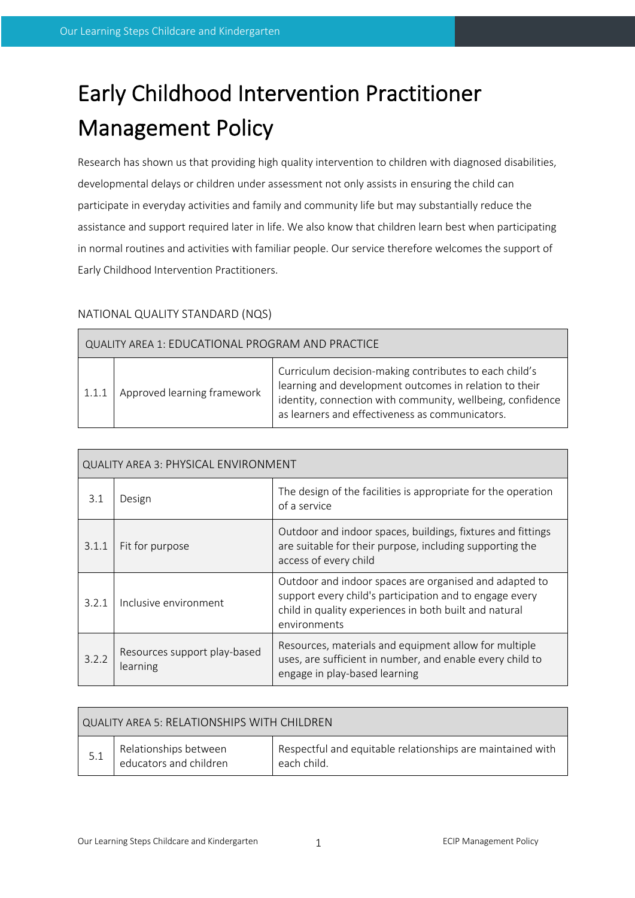# Early Childhood Intervention Practitioner Management Policy

Research has shown us that providing high quality intervention to children with diagnosed disabilities, developmental delays or children under assessment not only assists in ensuring the child can participate in everyday activities and family and community life but may substantially reduce the assistance and support required later in life. We also know that children learn best when participating in normal routines and activities with familiar people. Our service therefore welcomes the support of Early Childhood Intervention Practitioners.

NATIONAL QUALITY STANDARD (NQS)

| QUALITY AREA 1: EDUCATIONAL PROGRAM AND PRACTICE | | |
|---|---|---|
| 1.1.1 | Approved learning framework | Curriculum decision-making contributes to each child's learning and development outcomes in relation to their identity, connection with community, wellbeing, confidence as learners and effectiveness as communicators. |

| QUALITY AREA 3: PHYSICAL ENVIRONMENT | | |
|---|---|---|
| 3.1 | Design | The design of the facilities is appropriate for the operation of a service |
| 3.1.1 | Fit for purpose | Outdoor and indoor spaces, buildings, fixtures and fittings are suitable for their purpose, including supporting the access of every child |
| 3.2.1 | Inclusive environment | Outdoor and indoor spaces are organised and adapted to support every child's participation and to engage every child in quality experiences in both built and natural environments |
| 3.2.2 | Resources support play-based learning | Resources, materials and equipment allow for multiple uses, are sufficient in number, and enable every child to engage in play-based learning |

| QUALITY AREA 5: RELATIONSHIPS WITH CHILDREN | | |
|---|---|---|
| 5.1 | Relationships between educators and children | Respectful and equitable relationships are maintained with each child. |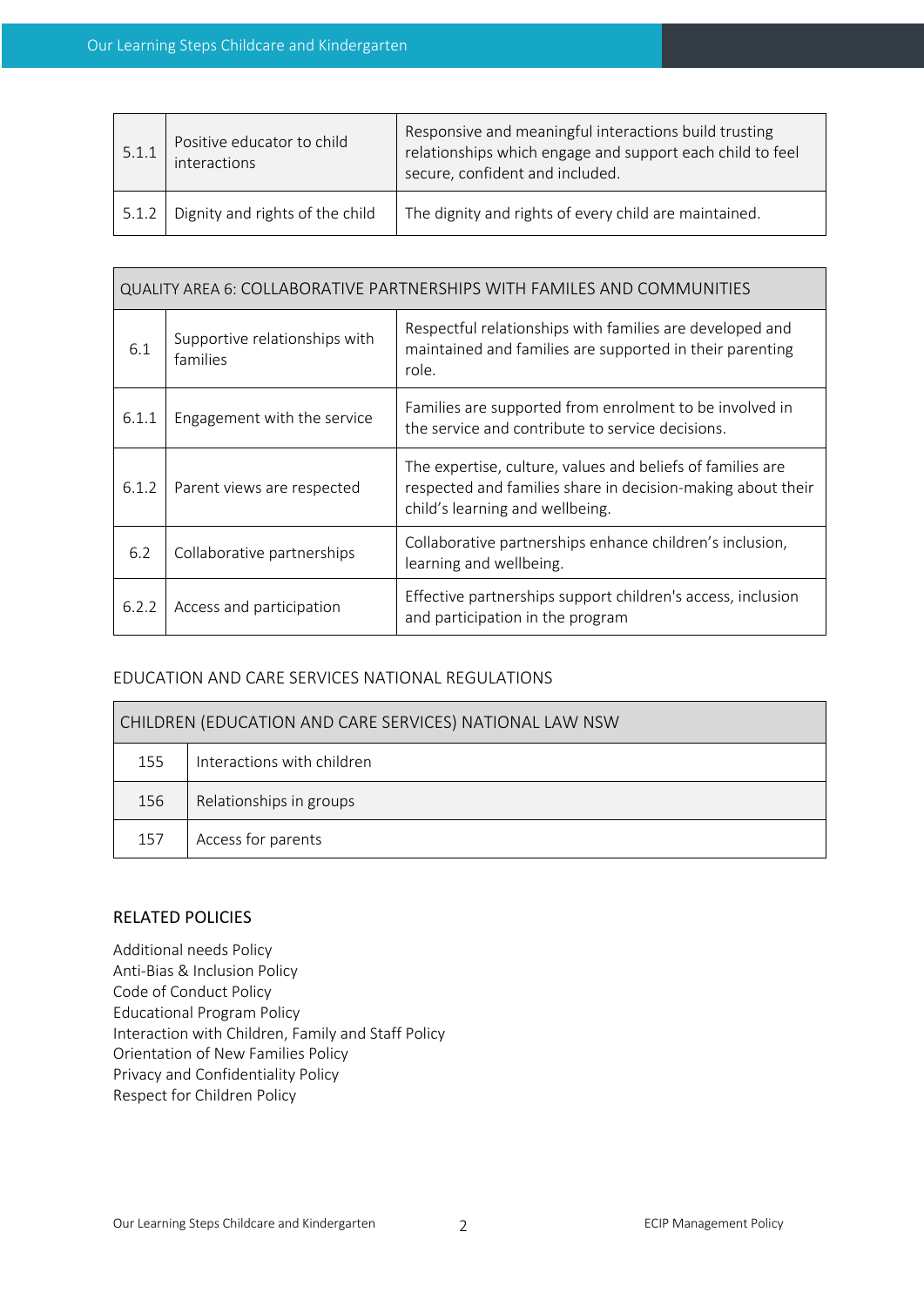| 5.1.1 | Positive educator to child interactions | Responsive and meaningful interactions build trusting relationships which engage and support each child to feel secure, confident and included. |
|---|---|---|
| 5.1.2 | Dignity and rights of the child | The dignity and rights of every child are maintained. |

| QUALITY AREA 6: COLLABORATIVE PARTNERSHIPS WITH FAMILES AND COMMUNITIES | | |
|---|---|---|
| 6.1 | Supportive relationships with families | Respectful relationships with families are developed and maintained and families are supported in their parenting role. |
| 6.1.1 | Engagement with the service | Families are supported from enrolment to be involved in the service and contribute to service decisions. |
| 6.1.2 | Parent views are respected | The expertise, culture, values and beliefs of families are respected and families share in decision-making about their child's learning and wellbeing. |
| 6.2 | Collaborative partnerships | Collaborative partnerships enhance children's inclusion, learning and wellbeing. |
| 6.2.2 | Access and participation | Effective partnerships support children's access, inclusion and participation in the program |

EDUCATION AND CARE SERVICES NATIONAL REGULATIONS

| CHILDREN (EDUCATION AND CARE SERVICES) NATIONAL LAW NSW | |
|---|---|
| 155 | Interactions with children |
| 156 | Relationships in groups |
| 157 | Access for parents |

## RELATED POLICIES

Additional needs Policy
Anti-Bias & Inclusion Policy
Code of Conduct Policy
Educational Program Policy
Interaction with Children, Family and Staff Policy
Orientation of New Families Policy
Privacy and Confidentiality Policy
Respect for Children Policy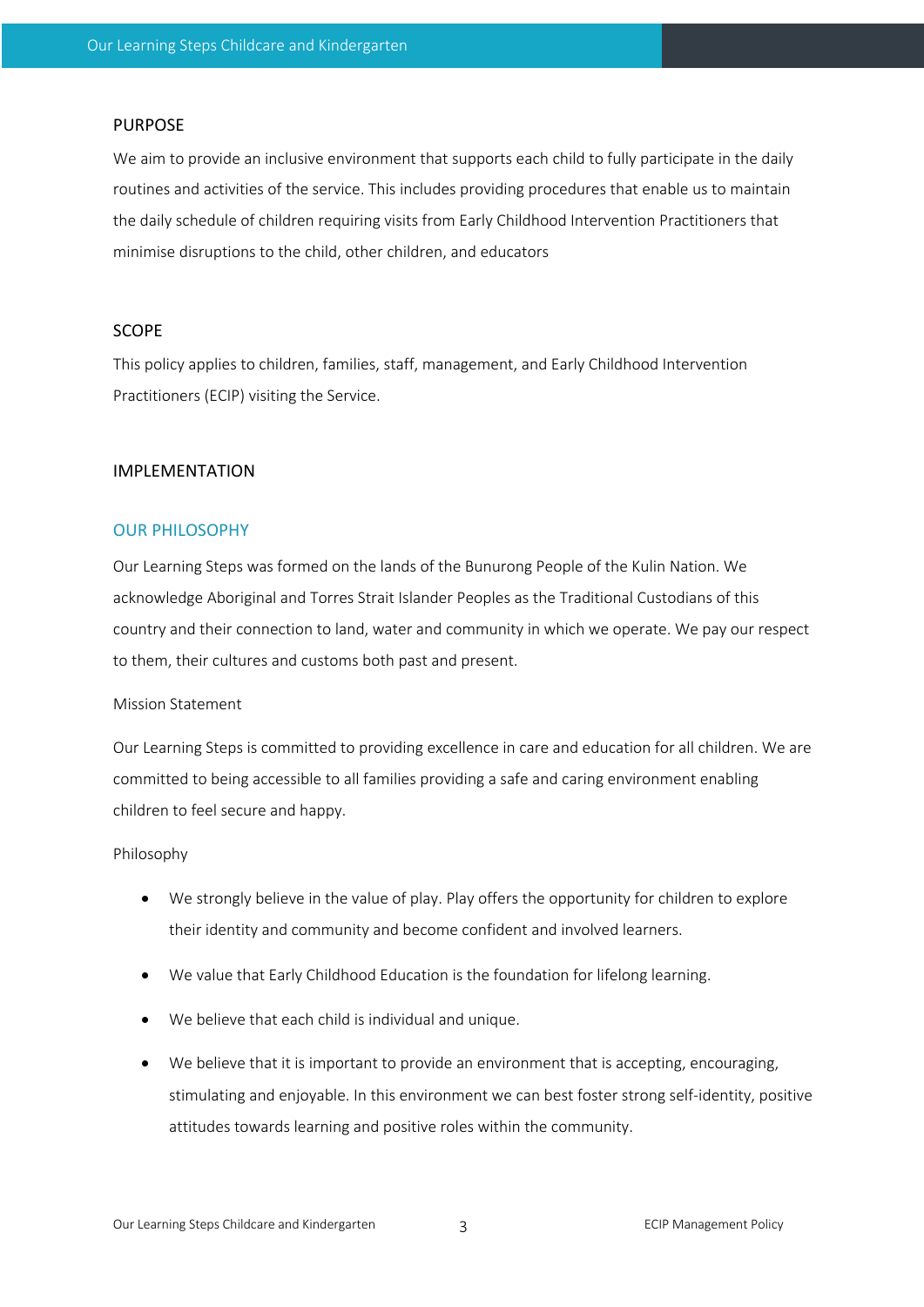## PURPOSE

We aim to provide an inclusive environment that supports each child to fully participate in the daily routines and activities of the service. This includes providing procedures that enable us to maintain the daily schedule of children requiring visits from Early Childhood Intervention Practitioners that minimise disruptions to the child, other children, and educators

## SCOPE

This policy applies to children, families, staff, management, and Early Childhood Intervention Practitioners (ECIP) visiting the Service.

## IMPLEMENTATION

### OUR PHILOSOPHY

Our Learning Steps was formed on the lands of the Bunurong People of the Kulin Nation. We acknowledge Aboriginal and Torres Strait Islander Peoples as the Traditional Custodians of this country and their connection to land, water and community in which we operate. We pay our respect to them, their cultures and customs both past and present.

Mission Statement

Our Learning Steps is committed to providing excellence in care and education for all children. We are committed to being accessible to all families providing a safe and caring environment enabling children to feel secure and happy.

Philosophy

- We strongly believe in the value of play. Play offers the opportunity for children to explore their identity and community and become confident and involved learners.
- We value that Early Childhood Education is the foundation for lifelong learning.
- We believe that each child is individual and unique.
- We believe that it is important to provide an environment that is accepting, encouraging, stimulating and enjoyable. In this environment we can best foster strong self-identity, positive attitudes towards learning and positive roles within the community.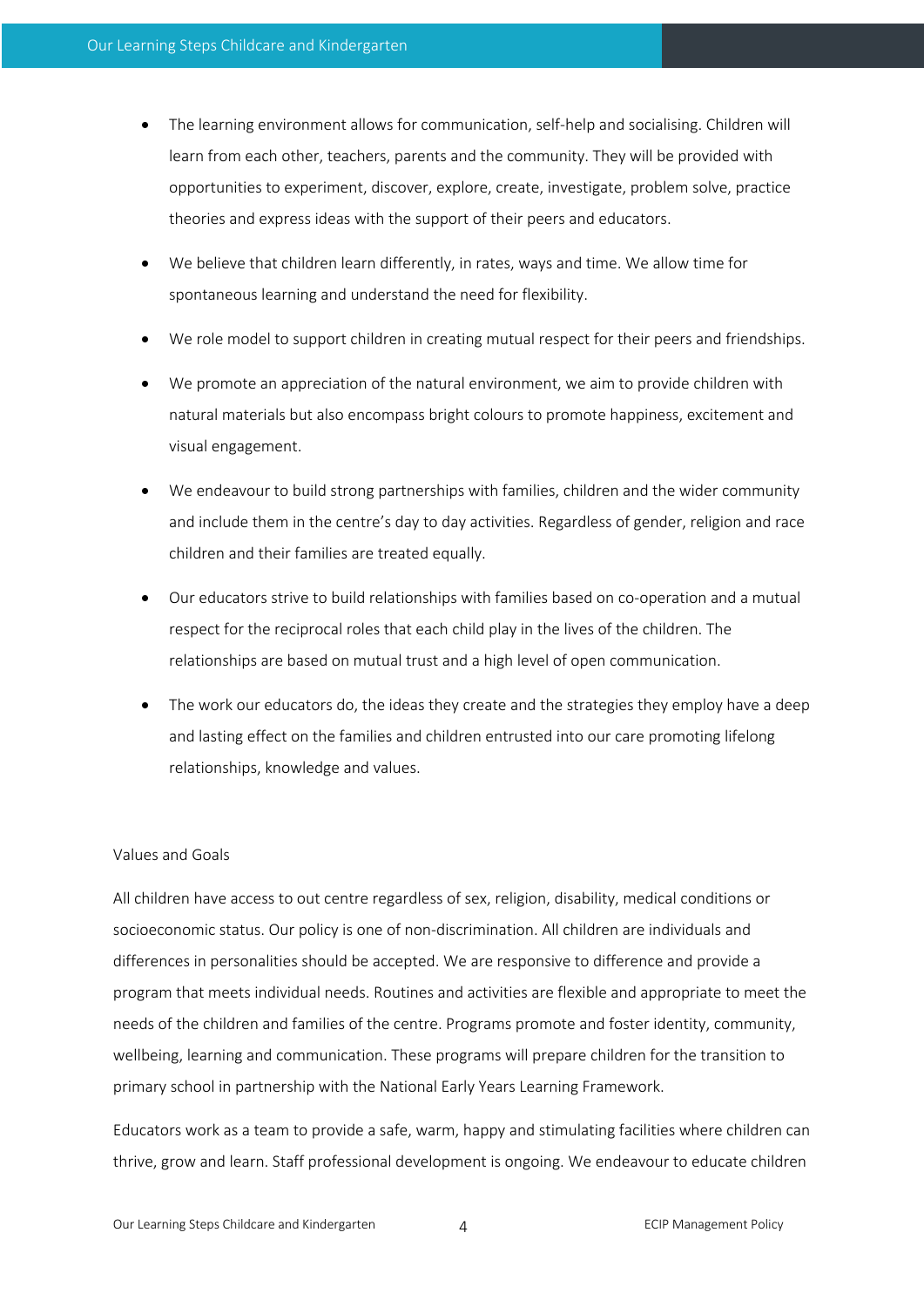- The learning environment allows for communication, self-help and socialising. Children will learn from each other, teachers, parents and the community. They will be provided with opportunities to experiment, discover, explore, create, investigate, problem solve, practice theories and express ideas with the support of their peers and educators.
- We believe that children learn differently, in rates, ways and time. We allow time for spontaneous learning and understand the need for flexibility.
- We role model to support children in creating mutual respect for their peers and friendships.
- We promote an appreciation of the natural environment, we aim to provide children with natural materials but also encompass bright colours to promote happiness, excitement and visual engagement.
- We endeavour to build strong partnerships with families, children and the wider community and include them in the centre's day to day activities. Regardless of gender, religion and race children and their families are treated equally.
- Our educators strive to build relationships with families based on co-operation and a mutual respect for the reciprocal roles that each child play in the lives of the children. The relationships are based on mutual trust and a high level of open communication.
- The work our educators do, the ideas they create and the strategies they employ have a deep and lasting effect on the families and children entrusted into our care promoting lifelong relationships, knowledge and values.

## Values and Goals

All children have access to out centre regardless of sex, religion, disability, medical conditions or socioeconomic status. Our policy is one of non-discrimination. All children are individuals and differences in personalities should be accepted. We are responsive to difference and provide a program that meets individual needs. Routines and activities are flexible and appropriate to meet the needs of the children and families of the centre. Programs promote and foster identity, community, wellbeing, learning and communication. These programs will prepare children for the transition to primary school in partnership with the National Early Years Learning Framework.

Educators work as a team to provide a safe, warm, happy and stimulating facilities where children can thrive, grow and learn. Staff professional development is ongoing. We endeavour to educate children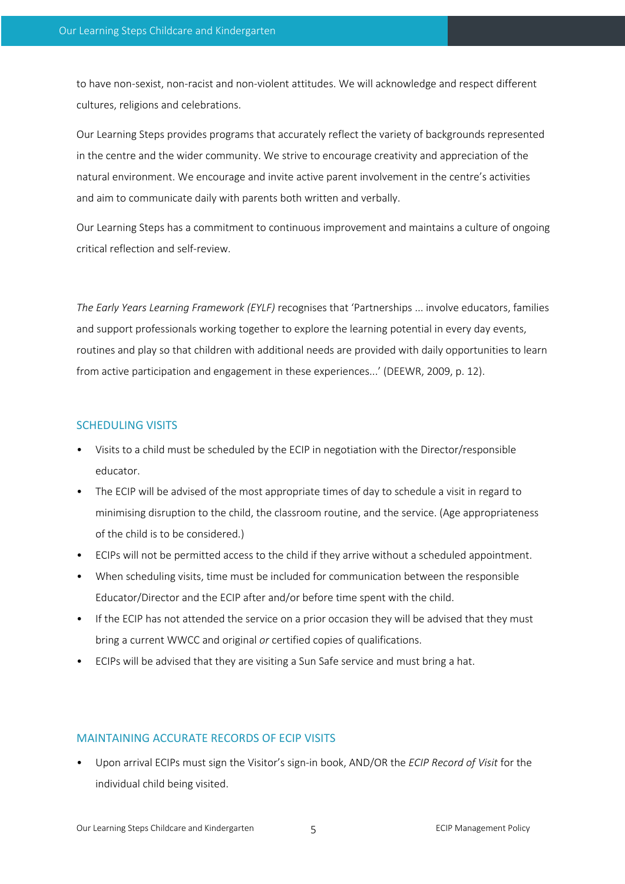to have non-sexist, non-racist and non-violent attitudes. We will acknowledge and respect different cultures, religions and celebrations.

Our Learning Steps provides programs that accurately reflect the variety of backgrounds represented in the centre and the wider community. We strive to encourage creativity and appreciation of the natural environment. We encourage and invite active parent involvement in the centre's activities and aim to communicate daily with parents both written and verbally.

Our Learning Steps has a commitment to continuous improvement and maintains a culture of ongoing critical reflection and self-review.

*The Early Years Learning Framework (EYLF)* recognises that 'Partnerships ... involve educators, families and support professionals working together to explore the learning potential in every day events, routines and play so that children with additional needs are provided with daily opportunities to learn from active participation and engagement in these experiences...' (DEEWR, 2009, p. 12).

## SCHEDULING VISITS

- Visits to a child must be scheduled by the ECIP in negotiation with the Director/responsible educator.
- The ECIP will be advised of the most appropriate times of day to schedule a visit in regard to minimising disruption to the child, the classroom routine, and the service. (Age appropriateness of the child is to be considered.)
- ECIPs will not be permitted access to the child if they arrive without a scheduled appointment.
- When scheduling visits, time must be included for communication between the responsible Educator/Director and the ECIP after and/or before time spent with the child.
- If the ECIP has not attended the service on a prior occasion they will be advised that they must bring a current WWCC and original *or* certified copies of qualifications.
- ECIPs will be advised that they are visiting a Sun Safe service and must bring a hat.

## MAINTAINING ACCURATE RECORDS OF ECIP VISITS

- Upon arrival ECIPs must sign the Visitor's sign-in book, AND/OR the *ECIP Record of Visit* for the individual child being visited.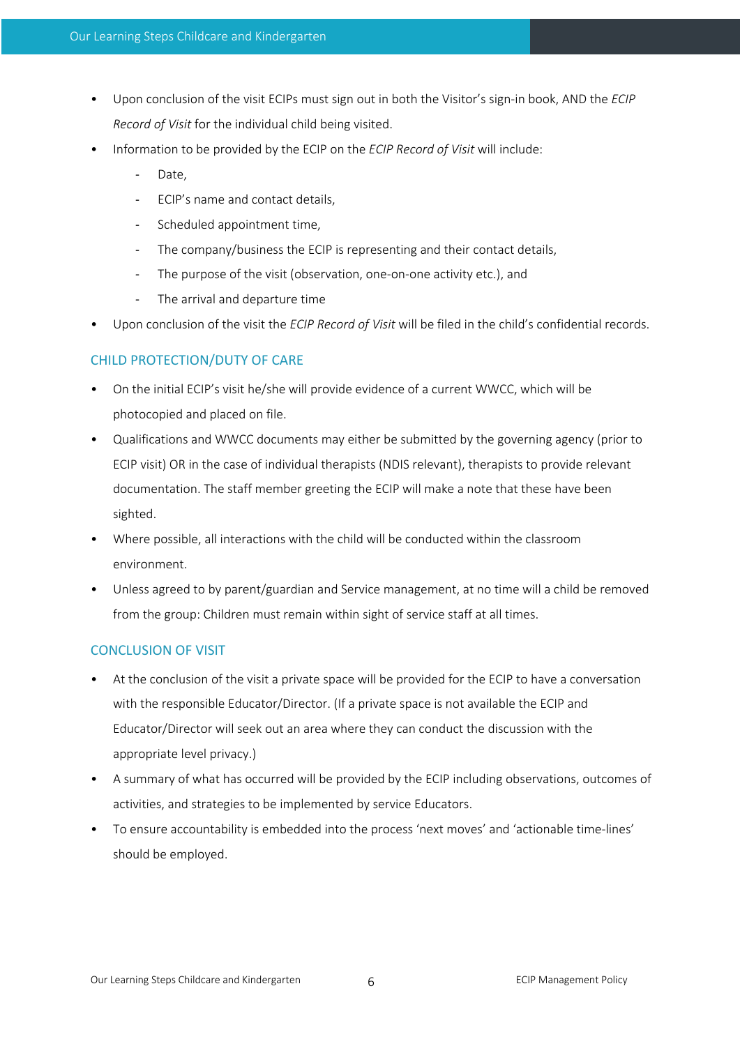- Upon conclusion of the visit ECIPs must sign out in both the Visitor's sign-in book, AND the *ECIP Record of Visit* for the individual child being visited.
- Information to be provided by the ECIP on the *ECIP Record of Visit* will include:
    - Date,
    - ECIP's name and contact details,
    - Scheduled appointment time,
    - The company/business the ECIP is representing and their contact details,
    - The purpose of the visit (observation, one-on-one activity etc.), and
    - The arrival and departure time
- Upon conclusion of the visit the *ECIP Record of Visit* will be filed in the child's confidential records.

## CHILD PROTECTION/DUTY OF CARE

- On the initial ECIP's visit he/she will provide evidence of a current WWCC, which will be photocopied and placed on file.
- Qualifications and WWCC documents may either be submitted by the governing agency (prior to ECIP visit) OR in the case of individual therapists (NDIS relevant), therapists to provide relevant documentation. The staff member greeting the ECIP will make a note that these have been sighted.
- Where possible, all interactions with the child will be conducted within the classroom environment.
- Unless agreed to by parent/guardian and Service management, at no time will a child be removed from the group: Children must remain within sight of service staff at all times.

## CONCLUSION OF VISIT

- At the conclusion of the visit a private space will be provided for the ECIP to have a conversation with the responsible Educator/Director. (If a private space is not available the ECIP and Educator/Director will seek out an area where they can conduct the discussion with the appropriate level privacy.)
- A summary of what has occurred will be provided by the ECIP including observations, outcomes of activities, and strategies to be implemented by service Educators.
- To ensure accountability is embedded into the process 'next moves' and 'actionable time-lines' should be employed.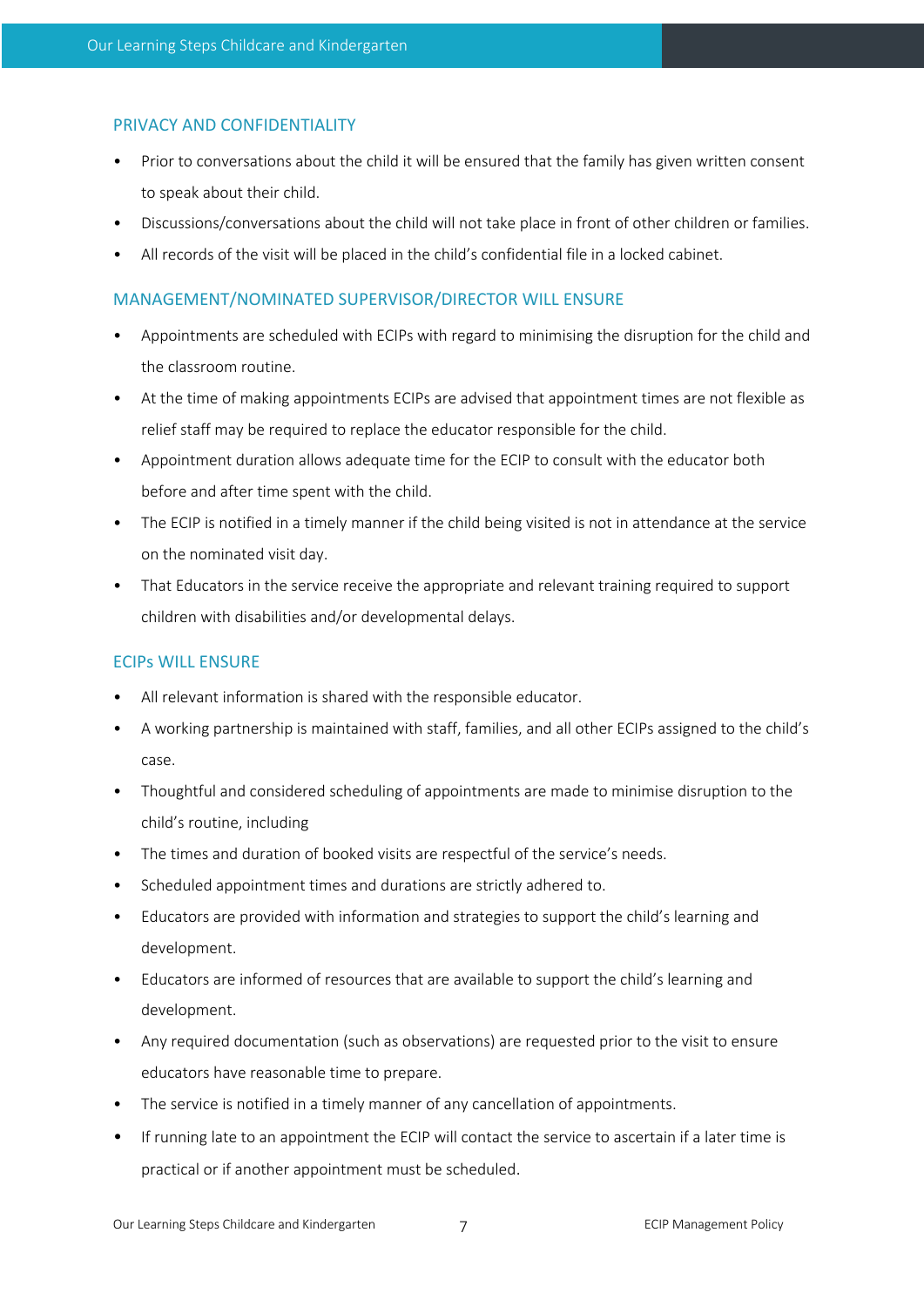## PRIVACY AND CONFIDENTIALITY

- Prior to conversations about the child it will be ensured that the family has given written consent to speak about their child.
- Discussions/conversations about the child will not take place in front of other children or families.
- All records of the visit will be placed in the child's confidential file in a locked cabinet.

## MANAGEMENT/NOMINATED SUPERVISOR/DIRECTOR WILL ENSURE

- Appointments are scheduled with ECIPs with regard to minimising the disruption for the child and the classroom routine.
- At the time of making appointments ECIPs are advised that appointment times are not flexible as relief staff may be required to replace the educator responsible for the child.
- Appointment duration allows adequate time for the ECIP to consult with the educator both before and after time spent with the child.
- The ECIP is notified in a timely manner if the child being visited is not in attendance at the service on the nominated visit day.
- That Educators in the service receive the appropriate and relevant training required to support children with disabilities and/or developmental delays.

## ECIPs WILL ENSURE

- All relevant information is shared with the responsible educator.
- A working partnership is maintained with staff, families, and all other ECIPs assigned to the child's case.
- Thoughtful and considered scheduling of appointments are made to minimise disruption to the child's routine, including
- The times and duration of booked visits are respectful of the service's needs.
- Scheduled appointment times and durations are strictly adhered to.
- Educators are provided with information and strategies to support the child's learning and development.
- Educators are informed of resources that are available to support the child's learning and development.
- Any required documentation (such as observations) are requested prior to the visit to ensure educators have reasonable time to prepare.
- The service is notified in a timely manner of any cancellation of appointments.
- If running late to an appointment the ECIP will contact the service to ascertain if a later time is practical or if another appointment must be scheduled.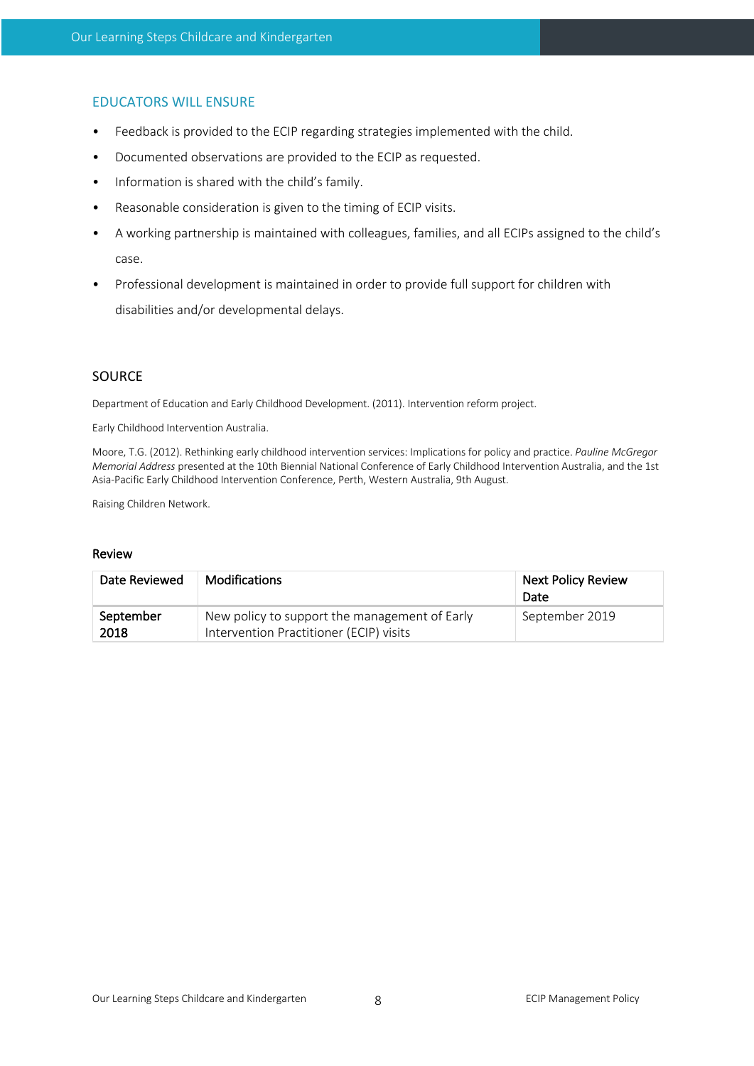## EDUCATORS WILL ENSURE

- Feedback is provided to the ECIP regarding strategies implemented with the child.
- Documented observations are provided to the ECIP as requested.
- Information is shared with the child's family.
- Reasonable consideration is given to the timing of ECIP visits.
- A working partnership is maintained with colleagues, families, and all ECIPs assigned to the child's case.
- Professional development is maintained in order to provide full support for children with disabilities and/or developmental delays.

## SOURCE

Department of Education and Early Childhood Development. (2011). Intervention reform project.

Early Childhood Intervention Australia.

Moore, T.G. (2012). Rethinking early childhood intervention services: Implications for policy and practice. *Pauline McGregor Memorial Address* presented at the 10th Biennial National Conference of Early Childhood Intervention Australia, and the 1st Asia-Pacific Early Childhood Intervention Conference, Perth, Western Australia, 9th August.

Raising Children Network.

### Review

| Date Reviewed | Modifications | Next Policy Review Date |
|---|---|---|
| **September 2018** | New policy to support the management of Early Intervention Practitioner (ECIP) visits | September 2019 |